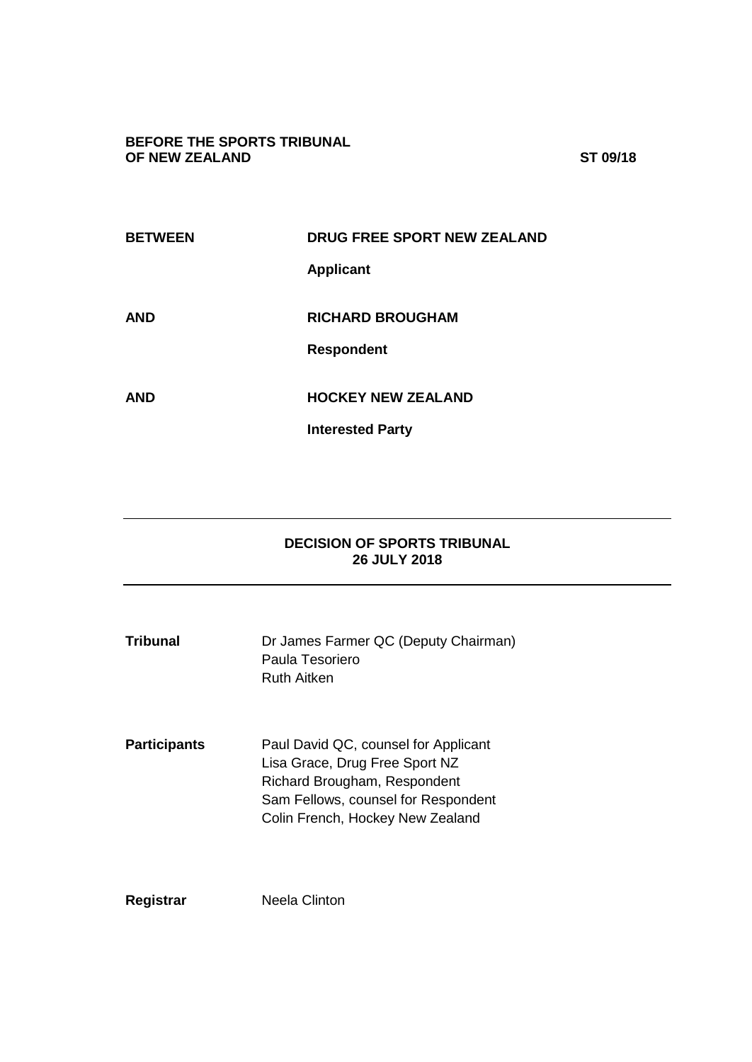**BEFORE THE SPORTS TRIBUNAL OF NEW ZEALAND** **ST 09/18**

| | |
|---|---|
| **BETWEEN** | **DRUG FREE SPORT NEW ZEALAND** |
| | **Applicant** |
| **AND** | **RICHARD BROUGHAM** |
| | **Respondent** |
| **AND** | **HOCKEY NEW ZEALAND** |
| | **Interested Party** |

---

**DECISION OF SPORTS TRIBUNAL**
**26 JULY 2018**

---

| | |
|---|---|
| **Tribunal** | Dr James Farmer QC (Deputy Chairman)<br>Paula Tesoriero<br>Ruth Aitken |
| **Participants** | Paul David QC, counsel for Applicant<br>Lisa Grace, Drug Free Sport NZ<br>Richard Brougham, Respondent<br>Sam Fellows, counsel for Respondent<br>Colin French, Hockey New Zealand |
| **Registrar** | Neela Clinton |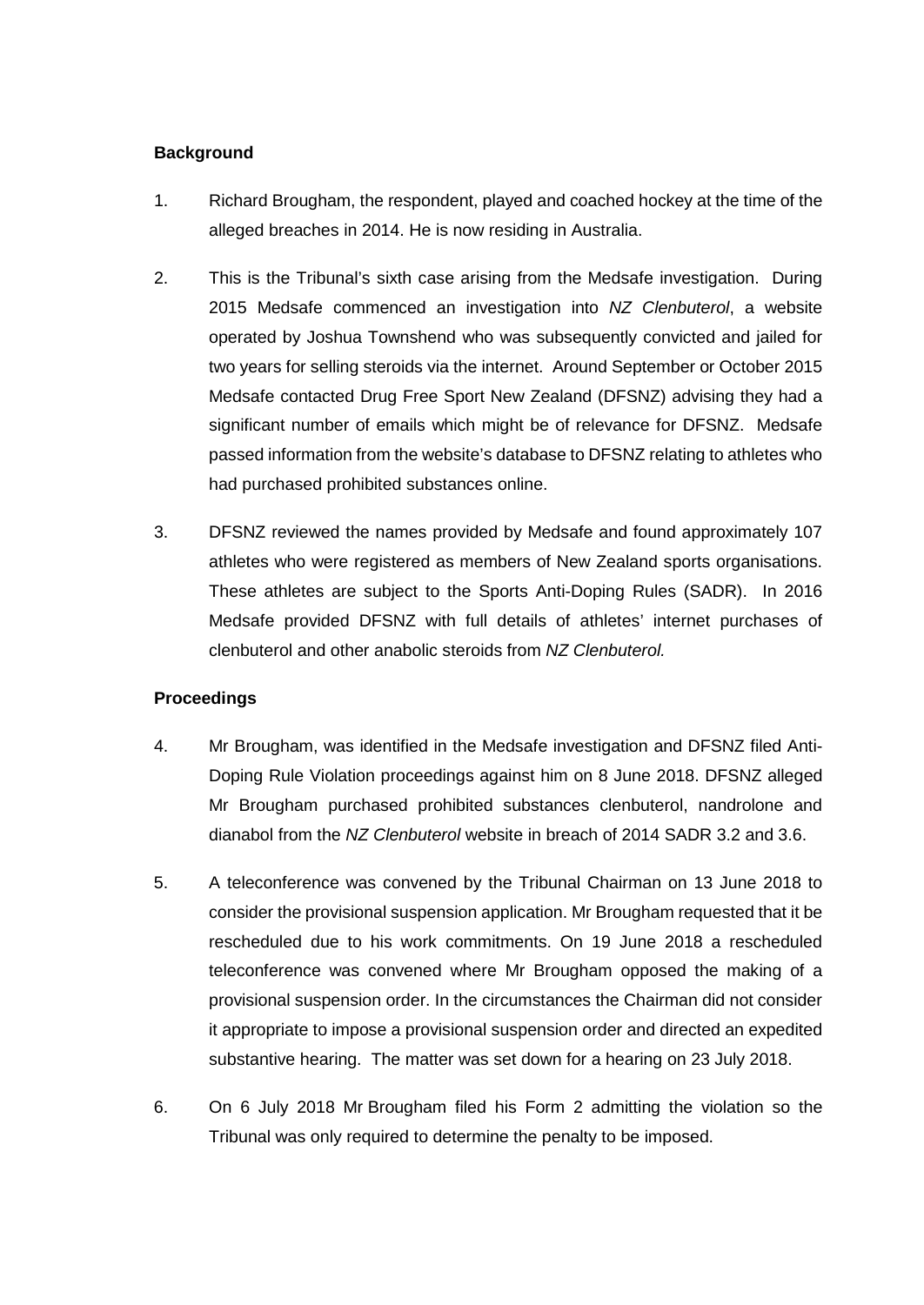**Background**

1. Richard Brougham, the respondent, played and coached hockey at the time of the alleged breaches in 2014. He is now residing in Australia.

2. This is the Tribunal's sixth case arising from the Medsafe investigation. During 2015 Medsafe commenced an investigation into *NZ Clenbuterol*, a website operated by Joshua Townshend who was subsequently convicted and jailed for two years for selling steroids via the internet. Around September or October 2015 Medsafe contacted Drug Free Sport New Zealand (DFSNZ) advising they had a significant number of emails which might be of relevance for DFSNZ. Medsafe passed information from the website's database to DFSNZ relating to athletes who had purchased prohibited substances online.

3. DFSNZ reviewed the names provided by Medsafe and found approximately 107 athletes who were registered as members of New Zealand sports organisations. These athletes are subject to the Sports Anti-Doping Rules (SADR). In 2016 Medsafe provided DFSNZ with full details of athletes' internet purchases of clenbuterol and other anabolic steroids from *NZ Clenbuterol.*

**Proceedings**

4. Mr Brougham, was identified in the Medsafe investigation and DFSNZ filed Anti-Doping Rule Violation proceedings against him on 8 June 2018. DFSNZ alleged Mr Brougham purchased prohibited substances clenbuterol, nandrolone and dianabol from the *NZ Clenbuterol* website in breach of 2014 SADR 3.2 and 3.6.

5. A teleconference was convened by the Tribunal Chairman on 13 June 2018 to consider the provisional suspension application. Mr Brougham requested that it be rescheduled due to his work commitments. On 19 June 2018 a rescheduled teleconference was convened where Mr Brougham opposed the making of a provisional suspension order. In the circumstances the Chairman did not consider it appropriate to impose a provisional suspension order and directed an expedited substantive hearing. The matter was set down for a hearing on 23 July 2018.

6. On 6 July 2018 Mr Brougham filed his Form 2 admitting the violation so the Tribunal was only required to determine the penalty to be imposed.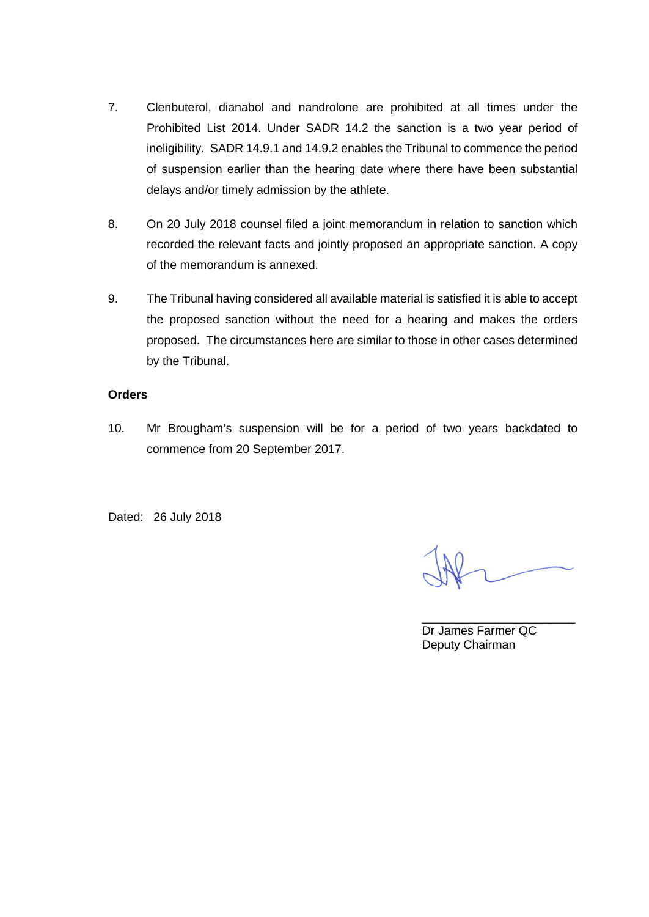7. Clenbuterol, dianabol and nandrolone are prohibited at all times under the Prohibited List 2014. Under SADR 14.2 the sanction is a two year period of ineligibility. SADR 14.9.1 and 14.9.2 enables the Tribunal to commence the period of suspension earlier than the hearing date where there have been substantial delays and/or timely admission by the athlete.

8. On 20 July 2018 counsel filed a joint memorandum in relation to sanction which recorded the relevant facts and jointly proposed an appropriate sanction. A copy of the memorandum is annexed.

9. The Tribunal having considered all available material is satisfied it is able to accept the proposed sanction without the need for a hearing and makes the orders proposed. The circumstances here are similar to those in other cases determined by the Tribunal.

**Orders**

10. Mr Brougham's suspension will be for a period of two years backdated to commence from 20 September 2017.

Dated: 26 July 2018

Dr James Farmer QC
Deputy Chairman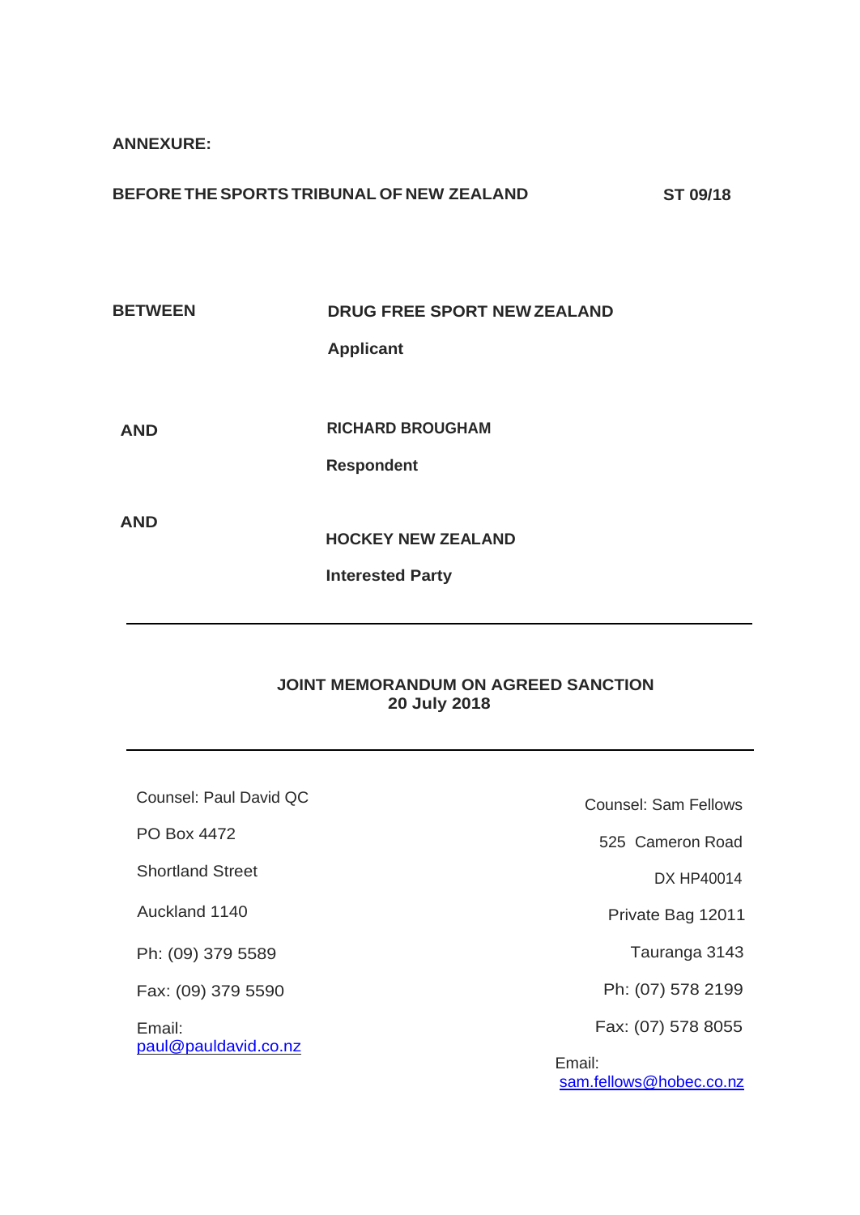**ANNEXURE:**

**BEFORE THE SPORTS TRIBUNAL OF NEW ZEALAND** **ST 09/18**

| | |
|---|---|
| **BETWEEN** | **DRUG FREE SPORT NEW ZEALAND** |
| | **Applicant** |
| **AND** | **RICHARD BROUGHAM** |
| | **Respondent** |
| **AND** | **HOCKEY NEW ZEALAND** |
| | **Interested Party** |

---

**JOINT MEMORANDUM ON AGREED SANCTION**
**20 July 2018**

---

Counsel: Paul David QC

PO Box 4472

Shortland Street

Auckland 1140

Ph: (09) 379 5589

Fax: (09) 379 5590

Email:
paul@pauldavid.co.nz

Counsel: Sam Fellows

525 Cameron Road

DX HP40014

Private Bag 12011

Tauranga 3143

Ph: (07) 578 2199

Fax: (07) 578 8055

Email:
sam.fellows@hobec.co.nz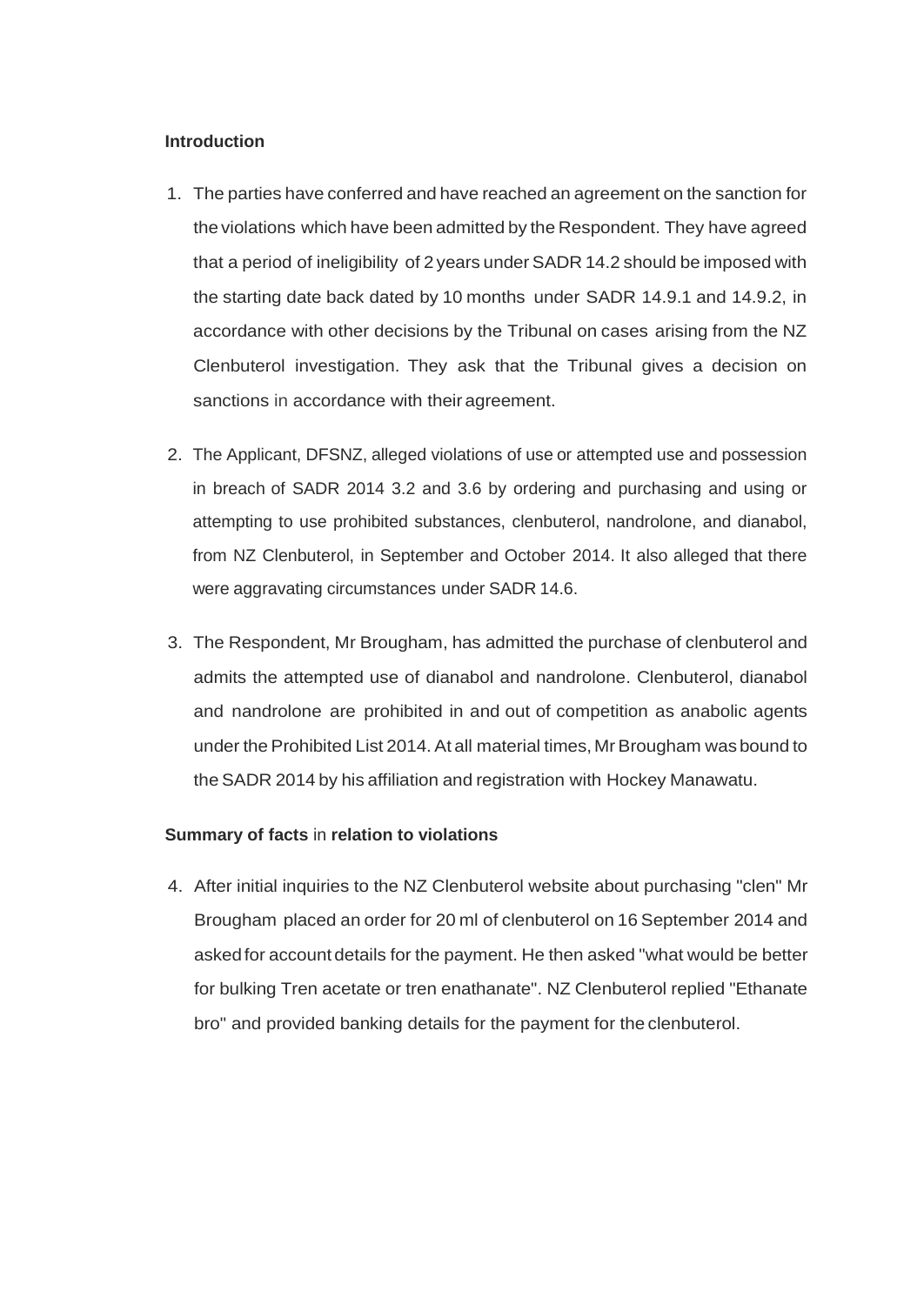**Introduction**

1. The parties have conferred and have reached an agreement on the sanction for the violations which have been admitted by the Respondent. They have agreed that a period of ineligibility of 2 years under SADR 14.2 should be imposed with the starting date back dated by 10 months under SADR 14.9.1 and 14.9.2, in accordance with other decisions by the Tribunal on cases arising from the NZ Clenbuterol investigation. They ask that the Tribunal gives a decision on sanctions in accordance with their agreement.

2. The Applicant, DFSNZ, alleged violations of use or attempted use and possession in breach of SADR 2014 3.2 and 3.6 by ordering and purchasing and using or attempting to use prohibited substances, clenbuterol, nandrolone, and dianabol, from NZ Clenbuterol, in September and October 2014. It also alleged that there were aggravating circumstances under SADR 14.6.

3. The Respondent, Mr Brougham, has admitted the purchase of clenbuterol and admits the attempted use of dianabol and nandrolone. Clenbuterol, dianabol and nandrolone are prohibited in and out of competition as anabolic agents under the Prohibited List 2014. At all material times, Mr Brougham was bound to the SADR 2014 by his affiliation and registration with Hockey Manawatu.

**Summary of facts** in **relation to violations**

4. After initial inquiries to the NZ Clenbuterol website about purchasing "clen" Mr Brougham placed an order for 20 ml of clenbuterol on 16 September 2014 and asked for account details for the payment. He then asked "what would be better for bulking Tren acetate or tren enathanate". NZ Clenbuterol replied "Ethanate bro" and provided banking details for the payment for the clenbuterol.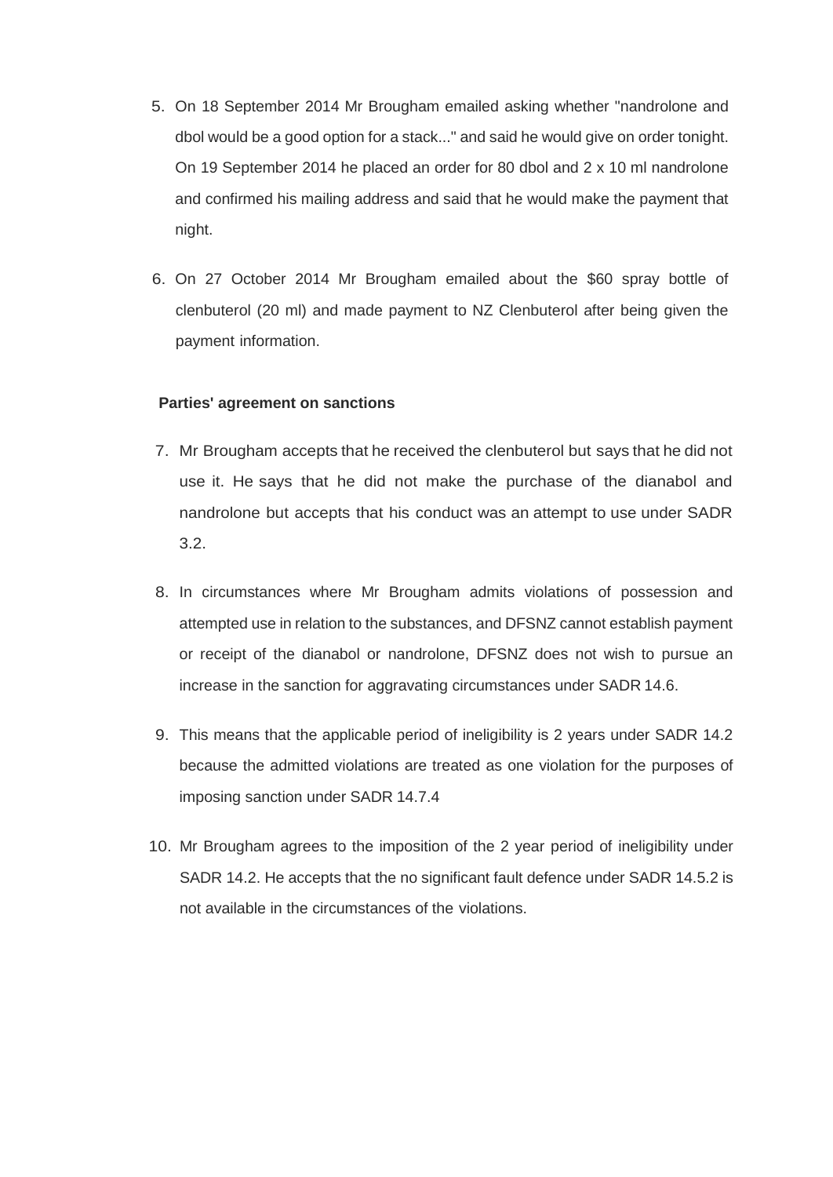5. On 18 September 2014 Mr Brougham emailed asking whether "nandrolone and dbol would be a good option for a stack..." and said he would give on order tonight. On 19 September 2014 he placed an order for 80 dbol and 2 x 10 ml nandrolone and confirmed his mailing address and said that he would make the payment that night.

6. On 27 October 2014 Mr Brougham emailed about the $60 spray bottle of clenbuterol (20 ml) and made payment to NZ Clenbuterol after being given the payment information.

**Parties' agreement on sanctions**

7. Mr Brougham accepts that he received the clenbuterol but says that he did not use it. He says that he did not make the purchase of the dianabol and nandrolone but accepts that his conduct was an attempt to use under SADR 3.2.

8. In circumstances where Mr Brougham admits violations of possession and attempted use in relation to the substances, and DFSNZ cannot establish payment or receipt of the dianabol or nandrolone, DFSNZ does not wish to pursue an increase in the sanction for aggravating circumstances under SADR 14.6.

9. This means that the applicable period of ineligibility is 2 years under SADR 14.2 because the admitted violations are treated as one violation for the purposes of imposing sanction under SADR 14.7.4

10. Mr Brougham agrees to the imposition of the 2 year period of ineligibility under SADR 14.2. He accepts that the no significant fault defence under SADR 14.5.2 is not available in the circumstances of the violations.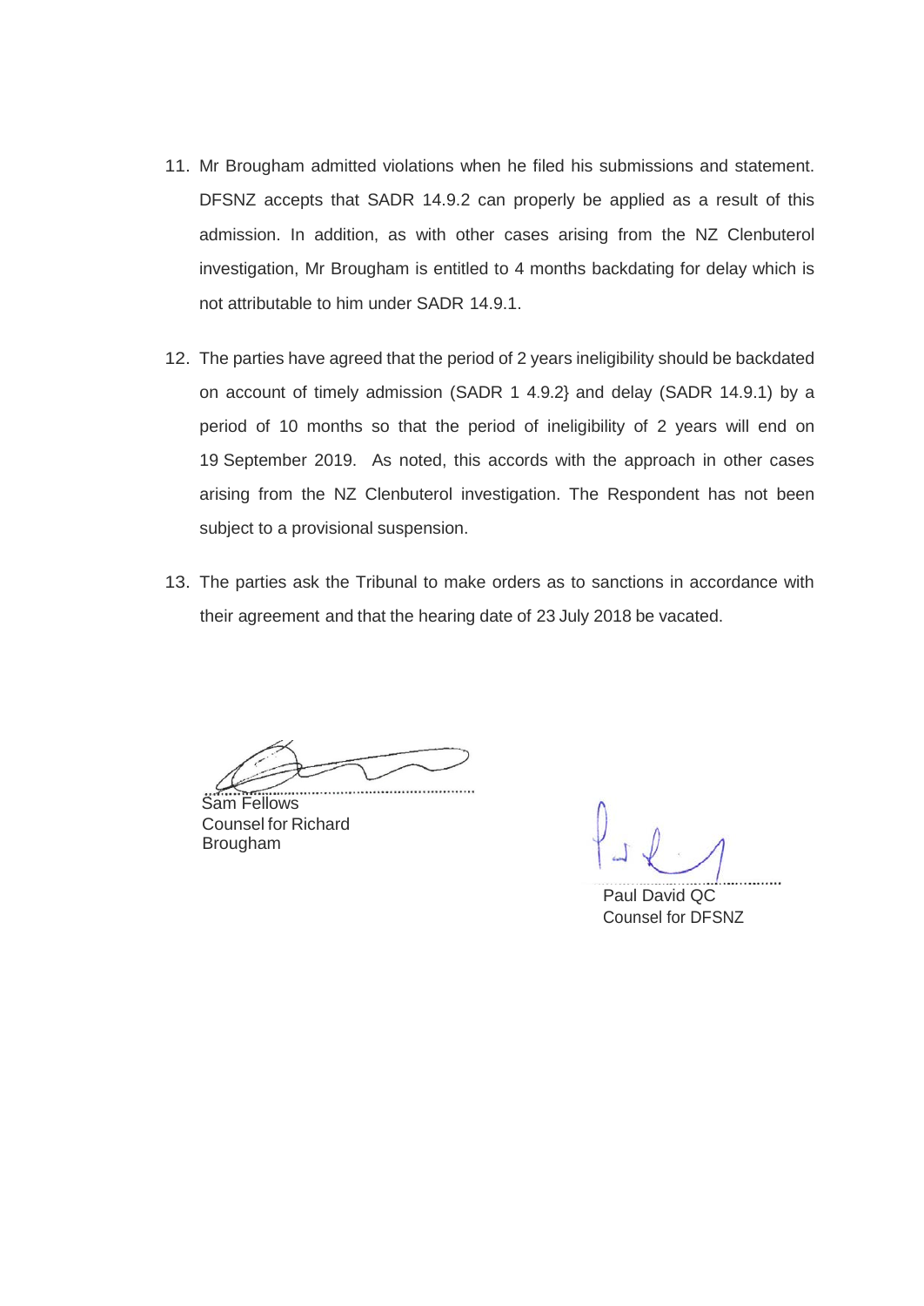11. Mr Brougham admitted violations when he filed his submissions and statement. DFSNZ accepts that SADR 14.9.2 can properly be applied as a result of this admission. In addition, as with other cases arising from the NZ Clenbuterol investigation, Mr Brougham is entitled to 4 months backdating for delay which is not attributable to him under SADR 14.9.1.

12. The parties have agreed that the period of 2 years ineligibility should be backdated on account of timely admission (SADR 1 4.9.2} and delay (SADR 14.9.1) by a period of 10 months so that the period of ineligibility of 2 years will end on 19 September 2019. As noted, this accords with the approach in other cases arising from the NZ Clenbuterol investigation. The Respondent has not been subject to a provisional suspension.

13. The parties ask the Tribunal to make orders as to sanctions in accordance with their agreement and that the hearing date of 23 July 2018 be vacated.

Sam Fellows
Counsel for Richard Brougham

Paul David QC
Counsel for DFSNZ